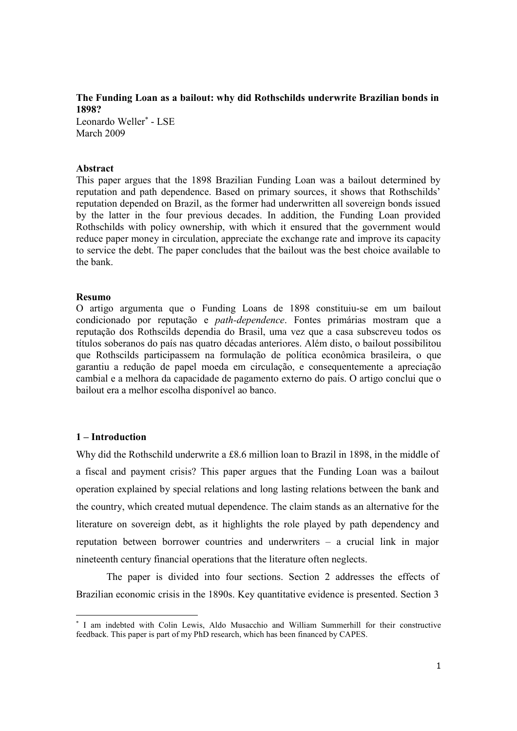**The Funding Loan as a bailout: why did Rothschilds underwrite Brazilian bonds in 1898?**

Leonardo Weller[*] - LSE

March 2009

**Abstract**

This paper argues that the 1898 Brazilian Funding Loan was a bailout determined by reputation and path dependence. Based on primary sources, it shows that Rothschilds' reputation depended on Brazil, as the former had underwritten all sovereign bonds issued by the latter in the four previous decades. In addition, the Funding Loan provided Rothschilds with policy ownership, with which it ensured that the government would reduce paper money in circulation, appreciate the exchange rate and improve its capacity to service the debt. The paper concludes that the bailout was the best choice available to the bank.

**Resumo**

O artigo argumenta que o Funding Loans de 1898 constituiu-se em um bailout condicionado por reputação e *path-dependence*. Fontes primárias mostram que a reputação dos Rothscilds dependia do Brasil, uma vez que a casa subscreveu todos os títulos soberanos do país nas quatro décadas anteriores. Além disto, o bailout possibilitou que Rothscilds participassem na formulação de política econômica brasileira, o que garantiu a redução de papel moeda em circulação, e consequentemente a apreciação cambial e a melhora da capacidade de pagamento externo do país. O artigo conclui que o bailout era a melhor escolha disponível ao banco.

## 1 – Introduction

Why did the Rothschild underwrite a £8.6 million loan to Brazil in 1898, in the middle of a fiscal and payment crisis? This paper argues that the Funding Loan was a bailout operation explained by special relations and long lasting relations between the bank and the country, which created mutual dependence. The claim stands as an alternative for the literature on sovereign debt, as it highlights the role played by path dependency and reputation between borrower countries and underwriters – a crucial link in major nineteenth century financial operations that the literature often neglects.

The paper is divided into four sections. Section 2 addresses the effects of Brazilian economic crisis in the 1890s. Key quantitative evidence is presented. Section 3

[*] I am indebted with Colin Lewis, Aldo Musacchio and William Summerhill for their constructive feedback. This paper is part of my PhD research, which has been financed by CAPES.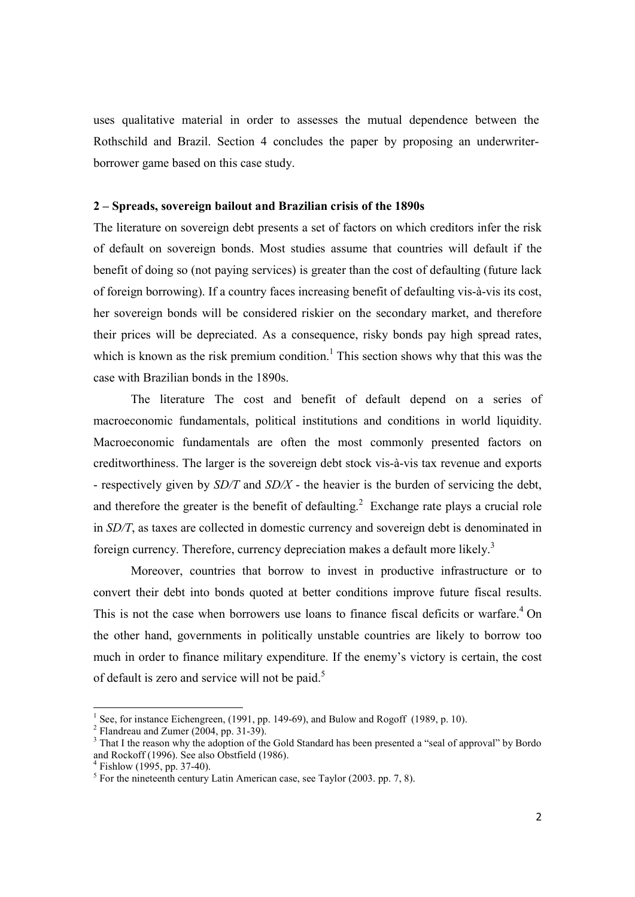uses qualitative material in order to assesses the mutual dependence between the Rothschild and Brazil. Section 4 concludes the paper by proposing an underwriter-borrower game based on this case study.

## 2 – Spreads, sovereign bailout and Brazilian crisis of the 1890s

The literature on sovereign debt presents a set of factors on which creditors infer the risk of default on sovereign bonds. Most studies assume that countries will default if the benefit of doing so (not paying services) is greater than the cost of defaulting (future lack of foreign borrowing). If a country faces increasing benefit of defaulting vis-à-vis its cost, her sovereign bonds will be considered riskier on the secondary market, and therefore their prices will be depreciated. As a consequence, risky bonds pay high spread rates, which is known as the risk premium condition.[1] This section shows why that this was the case with Brazilian bonds in the 1890s.

The literature The cost and benefit of default depend on a series of macroeconomic fundamentals, political institutions and conditions in world liquidity. Macroeconomic fundamentals are often the most commonly presented factors on creditworthiness. The larger is the sovereign debt stock vis-à-vis tax revenue and exports - respectively given by *SD/T* and *SD/X* - the heavier is the burden of servicing the debt, and therefore the greater is the benefit of defaulting.[2] Exchange rate plays a crucial role in *SD/T*, as taxes are collected in domestic currency and sovereign debt is denominated in foreign currency. Therefore, currency depreciation makes a default more likely.[3]

Moreover, countries that borrow to invest in productive infrastructure or to convert their debt into bonds quoted at better conditions improve future fiscal results. This is not the case when borrowers use loans to finance fiscal deficits or warfare.[4] On the other hand, governments in politically unstable countries are likely to borrow too much in order to finance military expenditure. If the enemy's victory is certain, the cost of default is zero and service will not be paid.[5]

---

[1] See, for instance Eichengreen, (1991, pp. 149-69), and Bulow and Rogoff (1989, p. 10).

[2] Flandreau and Zumer (2004, pp. 31-39).

[3] That I the reason why the adoption of the Gold Standard has been presented a "seal of approval" by Bordo and Rockoff (1996). See also Obstfield (1986).

[4] Fishlow (1995, pp. 37-40).

[5] For the nineteenth century Latin American case, see Taylor (2003. pp. 7, 8).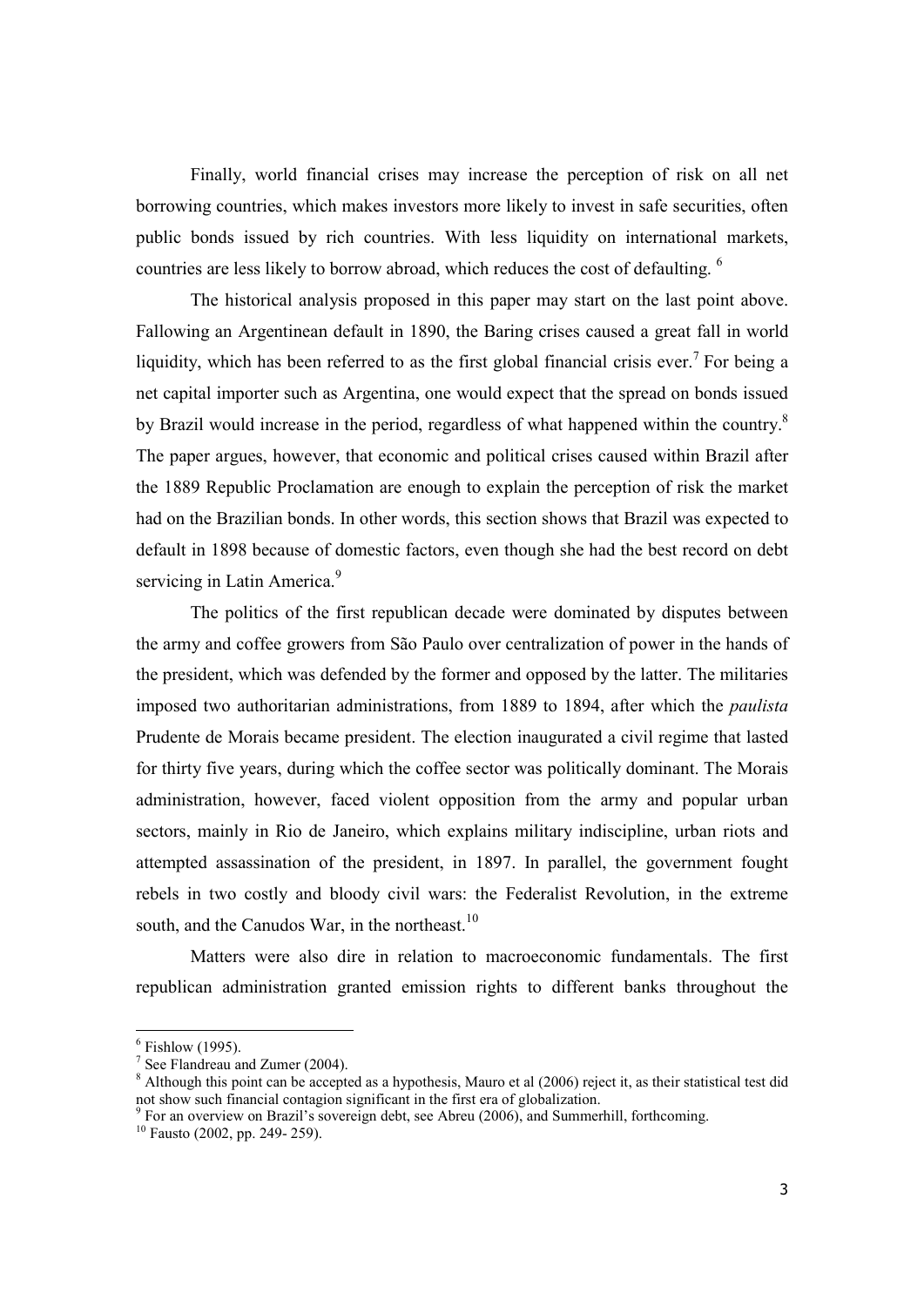Finally, world financial crises may increase the perception of risk on all net borrowing countries, which makes investors more likely to invest in safe securities, often public bonds issued by rich countries. With less liquidity on international markets, countries are less likely to borrow abroad, which reduces the cost of defaulting. [6]

The historical analysis proposed in this paper may start on the last point above. Fallowing an Argentinean default in 1890, the Baring crises caused a great fall in world liquidity, which has been referred to as the first global financial crisis ever.[7] For being a net capital importer such as Argentina, one would expect that the spread on bonds issued by Brazil would increase in the period, regardless of what happened within the country.[8] The paper argues, however, that economic and political crises caused within Brazil after the 1889 Republic Proclamation are enough to explain the perception of risk the market had on the Brazilian bonds. In other words, this section shows that Brazil was expected to default in 1898 because of domestic factors, even though she had the best record on debt servicing in Latin America.[9]

The politics of the first republican decade were dominated by disputes between the army and coffee growers from São Paulo over centralization of power in the hands of the president, which was defended by the former and opposed by the latter. The militaries imposed two authoritarian administrations, from 1889 to 1894, after which the *paulista* Prudente de Morais became president. The election inaugurated a civil regime that lasted for thirty five years, during which the coffee sector was politically dominant. The Morais administration, however, faced violent opposition from the army and popular urban sectors, mainly in Rio de Janeiro, which explains military indiscipline, urban riots and attempted assassination of the president, in 1897. In parallel, the government fought rebels in two costly and bloody civil wars: the Federalist Revolution, in the extreme south, and the Canudos War, in the northeast.[10]

Matters were also dire in relation to macroeconomic fundamentals. The first republican administration granted emission rights to different banks throughout the

---

[6] Fishlow (1995).

[7] See Flandreau and Zumer (2004).

[8] Although this point can be accepted as a hypothesis, Mauro et al (2006) reject it, as their statistical test did not show such financial contagion significant in the first era of globalization.

[9] For an overview on Brazil's sovereign debt, see Abreu (2006), and Summerhill, forthcoming.

[10] Fausto (2002, pp. 249- 259).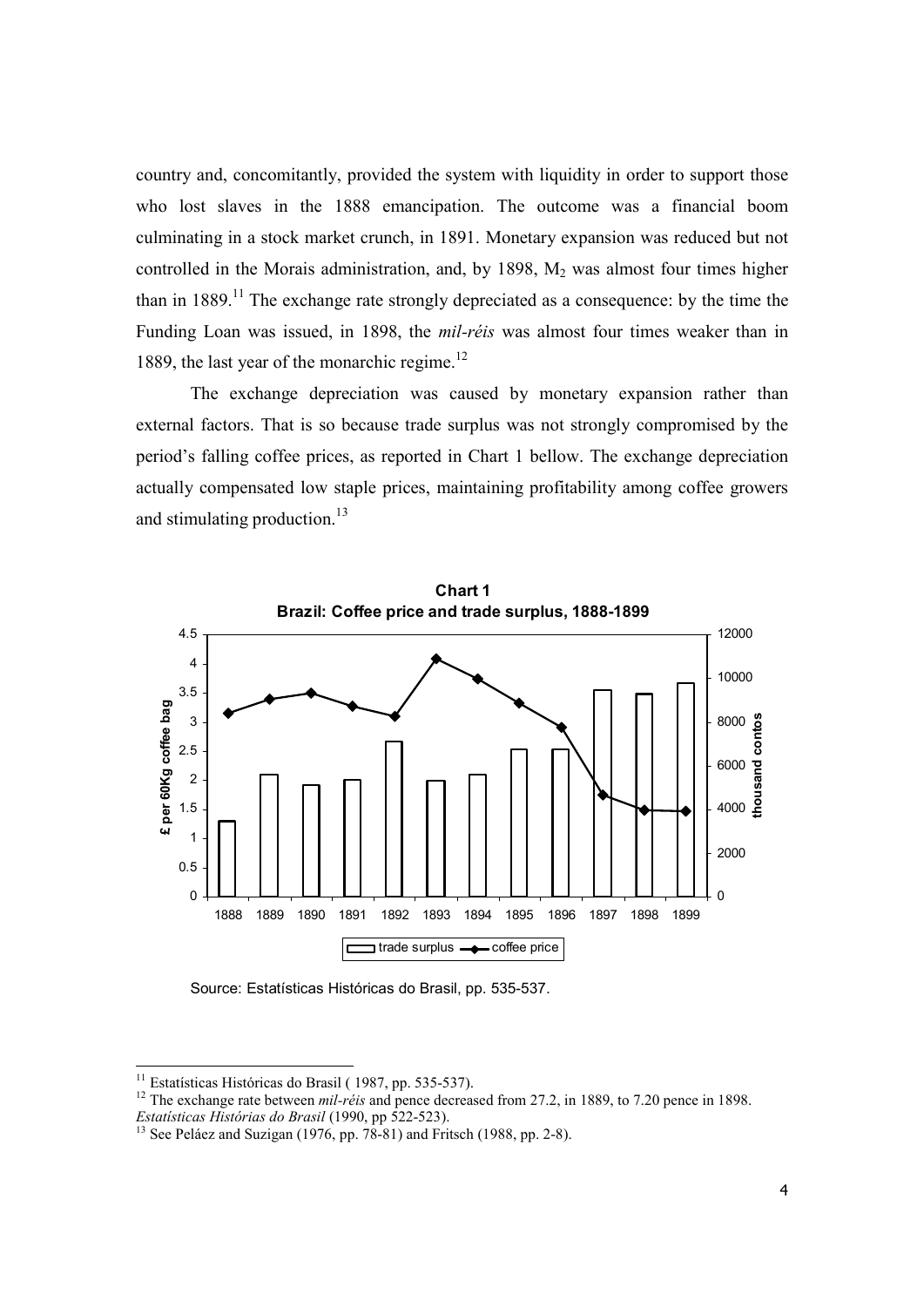country and, concomitantly, provided the system with liquidity in order to support those who lost slaves in the 1888 emancipation. The outcome was a financial boom culminating in a stock market crunch, in 1891. Monetary expansion was reduced but not controlled in the Morais administration, and, by 1898, $M_2$ was almost four times higher than in 1889.[11] The exchange rate strongly depreciated as a consequence: by the time the Funding Loan was issued, in 1898, the *mil-réis* was almost four times weaker than in 1889, the last year of the monarchic regime.[12]

The exchange depreciation was caused by monetary expansion rather than external factors. That is so because trade surplus was not strongly compromised by the period's falling coffee prices, as reported in Chart 1 bellow. The exchange depreciation actually compensated low staple prices, maintaining profitability among coffee growers and stimulating production.[13]

**Chart 1**
**Brazil: Coffee price and trade surplus, 1888-1899**

Source: Estatísticas Históricas do Brasil, pp. 535-537.

[11] Estatísticas Históricas do Brasil ( 1987, pp. 535-537).

[12] The exchange rate between *mil-réis* and pence decreased from 27.2, in 1889, to 7.20 pence in 1898. *Estatísticas Histórias do Brasil* (1990, pp 522-523).

[13] See Peláez and Suzigan (1976, pp. 78-81) and Fritsch (1988, pp. 2-8).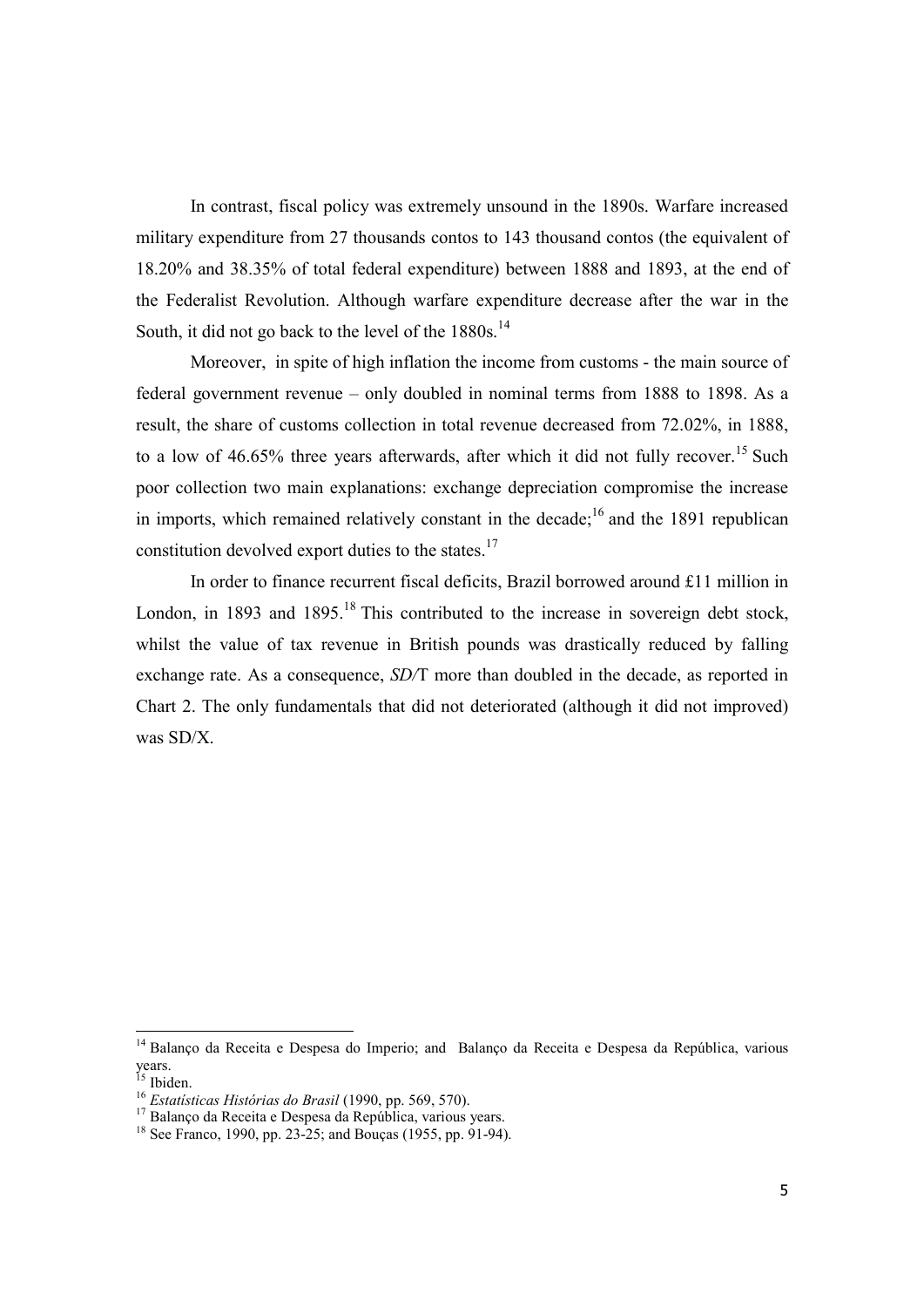In contrast, fiscal policy was extremely unsound in the 1890s. Warfare increased military expenditure from 27 thousands contos to 143 thousand contos (the equivalent of 18.20% and 38.35% of total federal expenditure) between 1888 and 1893, at the end of the Federalist Revolution. Although warfare expenditure decrease after the war in the South, it did not go back to the level of the 1880s.[14]

Moreover, in spite of high inflation the income from customs - the main source of federal government revenue – only doubled in nominal terms from 1888 to 1898. As a result, the share of customs collection in total revenue decreased from 72.02%, in 1888, to a low of 46.65% three years afterwards, after which it did not fully recover.[15] Such poor collection two main explanations: exchange depreciation compromise the increase in imports, which remained relatively constant in the decade;[16] and the 1891 republican constitution devolved export duties to the states.[17]

In order to finance recurrent fiscal deficits, Brazil borrowed around £11 million in London, in 1893 and 1895.[18] This contributed to the increase in sovereign debt stock, whilst the value of tax revenue in British pounds was drastically reduced by falling exchange rate. As a consequence, *SD/*T more than doubled in the decade, as reported in Chart 2. The only fundamentals that did not deteriorated (although it did not improved) was SD/X.

---

[14] Balanço da Receita e Despesa do Imperio; and Balanço da Receita e Despesa da República, various years.

[15] Ibiden.

[16] *Estatísticas Históricas do Brasil* (1990, pp. 569, 570).

[17] Balanço da Receita e Despesa da República, various years.

[18] See Franco, 1990, pp. 23-25; and Bouças (1955, pp. 91-94).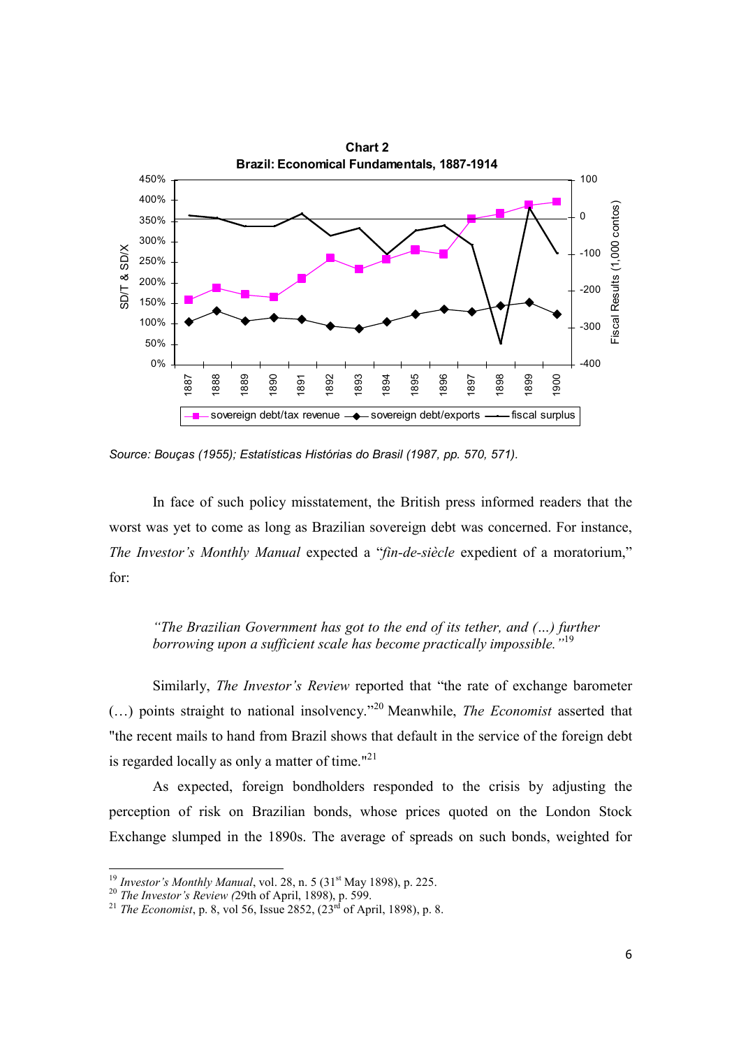**Chart 2**
**Brazil: Economical Fundamentals, 1887-1914**

Source: Bouças (1955); Estatísticas Histórias do Brasil (1987, pp. 570, 571).

In face of such policy misstatement, the British press informed readers that the worst was yet to come as long as Brazilian sovereign debt was concerned. For instance, *The Investor's Monthly Manual* expected a "*fin-de-siècle* expedient of a moratorium," for:

> *"The Brazilian Government has got to the end of its tether, and (...) further borrowing upon a sufficient scale has become practically impossible."*[19]

Similarly, *The Investor's Review* reported that "the rate of exchange barometer (…) points straight to national insolvency."[20] Meanwhile, *The Economist* asserted that "the recent mails to hand from Brazil shows that default in the service of the foreign debt is regarded locally as only a matter of time."[21]

As expected, foreign bondholders responded to the crisis by adjusting the perception of risk on Brazilian bonds, whose prices quoted on the London Stock Exchange slumped in the 1890s. The average of spreads on such bonds, weighted for

---

[19] *Investor's Monthly Manual*, vol. 28, n. 5 (31st May 1898), p. 225.

[20] *The Investor's Review (*29th of April, 1898), p. 599.

[21] *The Economist*, p. 8, vol 56, Issue 2852, (23rd of April, 1898), p. 8.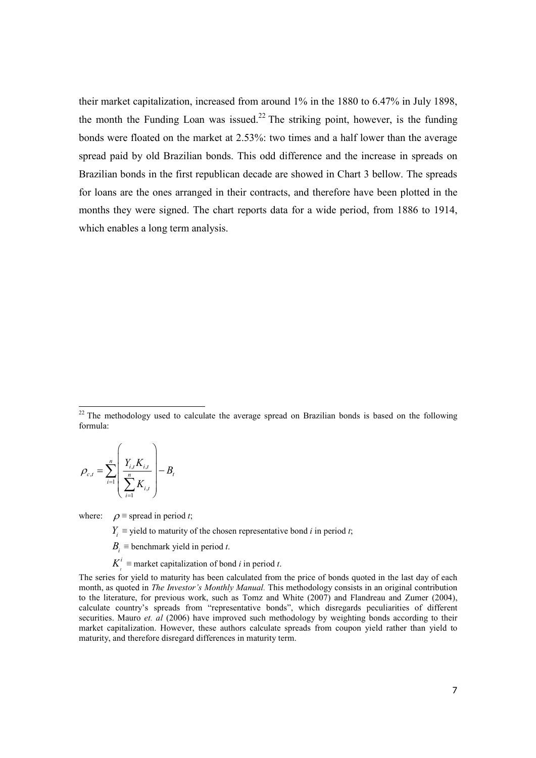their market capitalization, increased from around 1% in the 1880 to 6.47% in July 1898, the month the Funding Loan was issued.[22] The striking point, however, is the funding bonds were floated on the market at 2.53%: two times and a half lower than the average spread paid by old Brazilian bonds. This odd difference and the increase in spreads on Brazilian bonds in the first republican decade are showed in Chart 3 bellow. The spreads for loans are the ones arranged in their contracts, and therefore have been plotted in the months they were signed. The chart reports data for a wide period, from 1886 to 1914, which enables a long term analysis.

---

[22] The methodology used to calculate the average spread on Brazilian bonds is based on the following formula:

$$\rho_{c,t} = \sum_{i=1}^{n} \left( \frac{Y_{i,t} K_{i,t}}{\sum_{i=1}^{n} K_{i,t}} \right) - B_t$$

where: $\rho \equiv$ spread in period *t*;

$Y_i \equiv$ yield to maturity of the chosen representative bond *i* in period *t*;

$B_t \equiv$ benchmark yield in period *t*.

$K_t^i \equiv$ market capitalization of bond *i* in period *t*.

The series for yield to maturity has been calculated from the price of bonds quoted in the last day of each month, as quoted in *The Investor's Monthly Manual.* This methodology consists in an original contribution to the literature, for previous work, such as Tomz and White (2007) and Flandreau and Zumer (2004), calculate country's spreads from "representative bonds", which disregards peculiarities of different securities. Mauro *et. al* (2006) have improved such methodology by weighting bonds according to their market capitalization. However, these authors calculate spreads from coupon yield rather than yield to maturity, and therefore disregard differences in maturity term.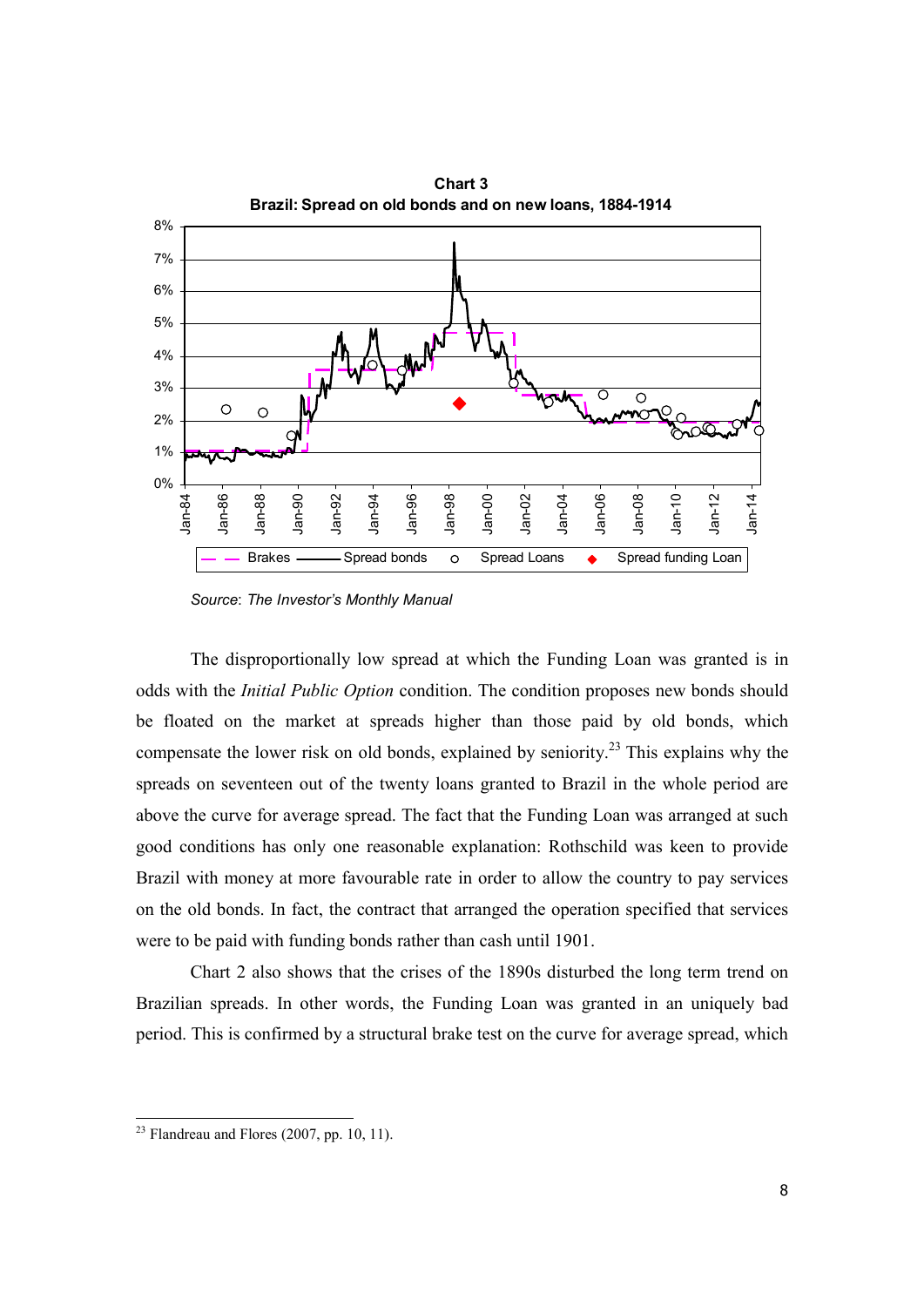**Chart 3**
**Brazil: Spread on old bonds and on new loans, 1884-1914**

*Source*: *The Investor's Monthly Manual*

The disproportionally low spread at which the Funding Loan was granted is in odds with the *Initial Public Option* condition. The condition proposes new bonds should be floated on the market at spreads higher than those paid by old bonds, which compensate the lower risk on old bonds, explained by seniority.[23] This explains why the spreads on seventeen out of the twenty loans granted to Brazil in the whole period are above the curve for average spread. The fact that the Funding Loan was arranged at such good conditions has only one reasonable explanation: Rothschild was keen to provide Brazil with money at more favourable rate in order to allow the country to pay services on the old bonds. In fact, the contract that arranged the operation specified that services were to be paid with funding bonds rather than cash until 1901.

Chart 2 also shows that the crises of the 1890s disturbed the long term trend on Brazilian spreads. In other words, the Funding Loan was granted in an uniquely bad period. This is confirmed by a structural brake test on the curve for average spread, which

[23] Flandreau and Flores (2007, pp. 10, 11).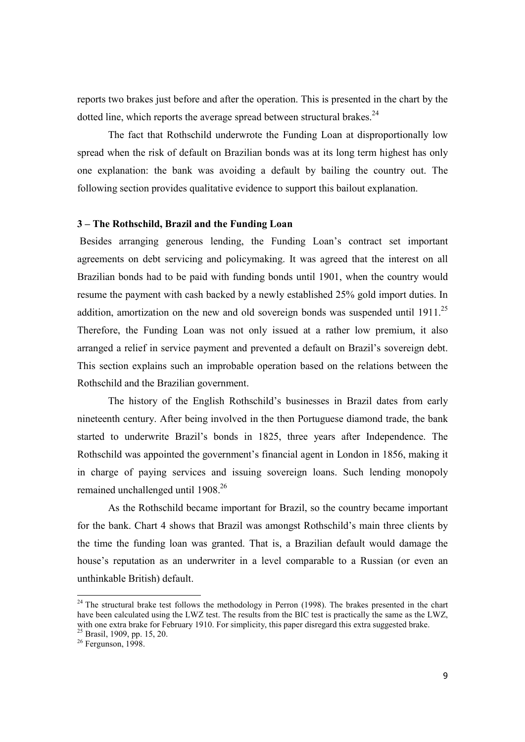reports two brakes just before and after the operation. This is presented in the chart by the dotted line, which reports the average spread between structural brakes.[24]

The fact that Rothschild underwrote the Funding Loan at disproportionally low spread when the risk of default on Brazilian bonds was at its long term highest has only one explanation: the bank was avoiding a default by bailing the country out. The following section provides qualitative evidence to support this bailout explanation.

### 3 – The Rothschild, Brazil and the Funding Loan

Besides arranging generous lending, the Funding Loan's contract set important agreements on debt servicing and policymaking. It was agreed that the interest on all Brazilian bonds had to be paid with funding bonds until 1901, when the country would resume the payment with cash backed by a newly established 25% gold import duties. In addition, amortization on the new and old sovereign bonds was suspended until 1911.[25] Therefore, the Funding Loan was not only issued at a rather low premium, it also arranged a relief in service payment and prevented a default on Brazil's sovereign debt. This section explains such an improbable operation based on the relations between the Rothschild and the Brazilian government.

The history of the English Rothschild's businesses in Brazil dates from early nineteenth century. After being involved in the then Portuguese diamond trade, the bank started to underwrite Brazil's bonds in 1825, three years after Independence. The Rothschild was appointed the government's financial agent in London in 1856, making it in charge of paying services and issuing sovereign loans. Such lending monopoly remained unchallenged until 1908.[26]

As the Rothschild became important for Brazil, so the country became important for the bank. Chart 4 shows that Brazil was amongst Rothschild's main three clients by the time the funding loan was granted. That is, a Brazilian default would damage the house's reputation as an underwriter in a level comparable to a Russian (or even an unthinkable British) default.

---

[24] The structural brake test follows the methodology in Perron (1998). The brakes presented in the chart have been calculated using the LWZ test. The results from the BIC test is practically the same as the LWZ, with one extra brake for February 1910. For simplicity, this paper disregard this extra suggested brake.

[25] Brasil, 1909, pp. 15, 20.

[26] Fergunson, 1998.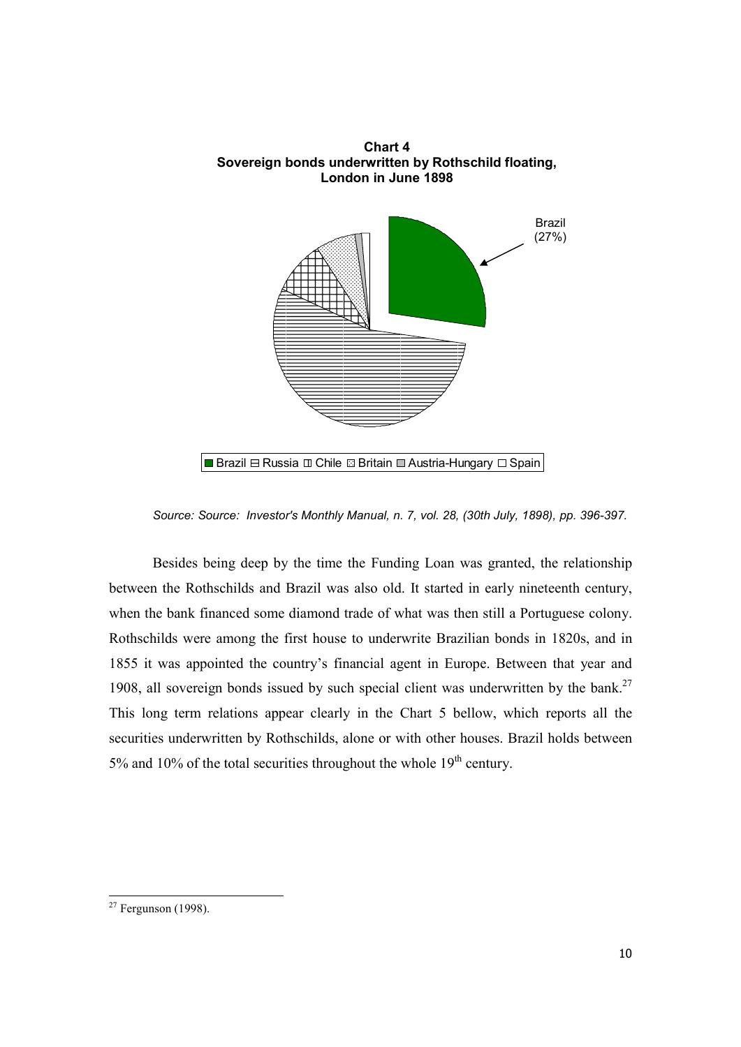**Chart 4**
**Sovereign bonds underwritten by Rothschild floating, London in June 1898**

Brazil (27%)

Brazil ⊟ Russia ◫ Chile ⊠ Britain ▢ Austria-Hungary ☐ Spain

*Source: Source: Investor's Monthly Manual, n. 7, vol. 28, (30th July, 1898), pp. 396-397.*

Besides being deep by the time the Funding Loan was granted, the relationship between the Rothschilds and Brazil was also old. It started in early nineteenth century, when the bank financed some diamond trade of what was then still a Portuguese colony. Rothschilds were among the first house to underwrite Brazilian bonds in 1820s, and in 1855 it was appointed the country's financial agent in Europe. Between that year and 1908, all sovereign bonds issued by such special client was underwritten by the bank.[27] This long term relations appear clearly in the Chart 5 bellow, which reports all the securities underwritten by Rothschilds, alone or with other houses. Brazil holds between 5% and 10% of the total securities throughout the whole 19th century.

[27] Fergunson (1998).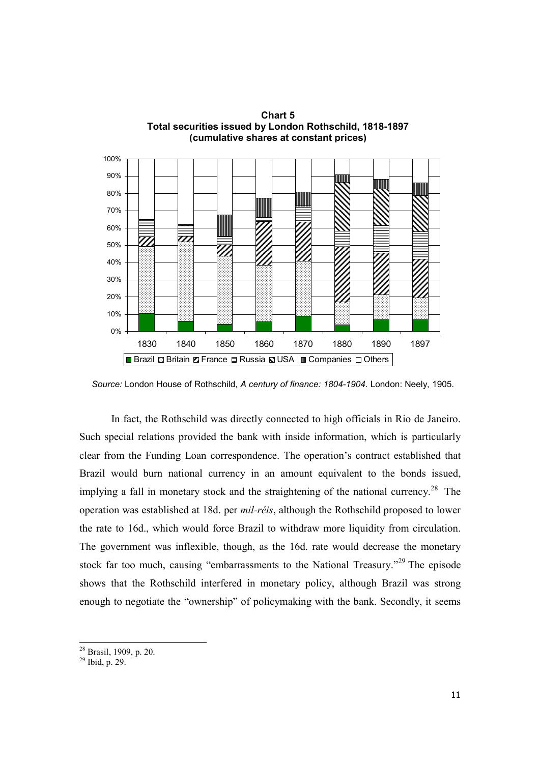**Chart 5**
**Total securities issued by London Rothschild, 1818-1897**
**(cumulative shares at constant prices)**

*Source:* London House of Rothschild, *A century of finance: 1804-1904*. London: Neely, 1905.

In fact, the Rothschild was directly connected to high officials in Rio de Janeiro. Such special relations provided the bank with inside information, which is particularly clear from the Funding Loan correspondence. The operation's contract established that Brazil would burn national currency in an amount equivalent to the bonds issued, implying a fall in monetary stock and the straightening of the national currency.[28] The operation was established at 18d. per *mil-réis*, although the Rothschild proposed to lower the rate to 16d., which would force Brazil to withdraw more liquidity from circulation. The government was inflexible, though, as the 16d. rate would decrease the monetary stock far too much, causing "embarrassments to the National Treasury."[29] The episode shows that the Rothschild interfered in monetary policy, although Brazil was strong enough to negotiate the "ownership" of policymaking with the bank. Secondly, it seems

[28] Brasil, 1909, p. 20.

[29] Ibid, p. 29.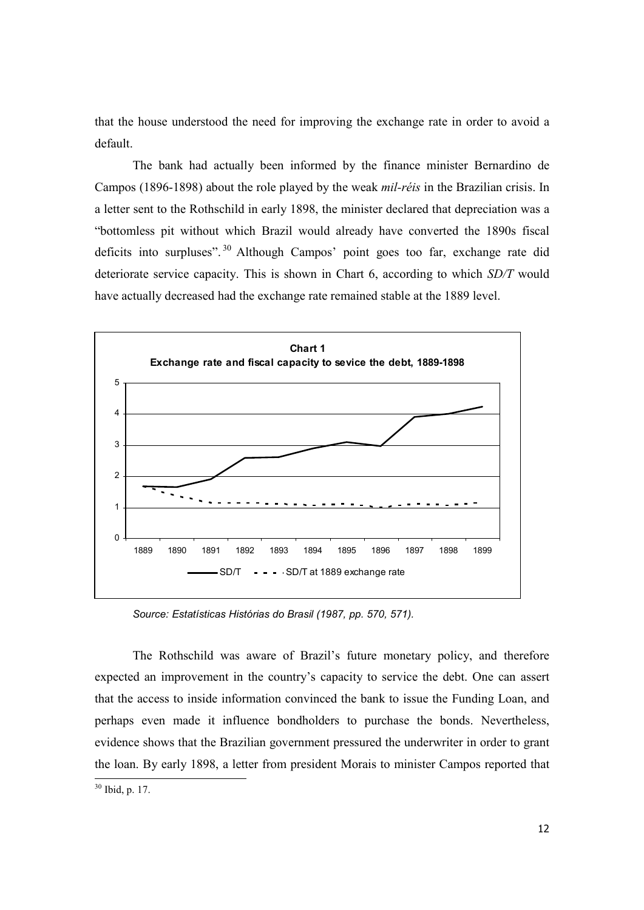that the house understood the need for improving the exchange rate in order to avoid a default.

The bank had actually been informed by the finance minister Bernardino de Campos (1896-1898) about the role played by the weak *mil-réis* in the Brazilian crisis. In a letter sent to the Rothschild in early 1898, the minister declared that depreciation was a "bottomless pit without which Brazil would already have converted the 1890s fiscal deficits into surpluses".[30] Although Campos' point goes too far, exchange rate did deteriorate service capacity. This is shown in Chart 6, according to which *SD/T* would have actually decreased had the exchange rate remained stable at the 1889 level.

**Chart 1**
**Exchange rate and fiscal capacity to sevice the debt, 1889-1898**

*Source: Estatísticas Históricas do Brasil (1987, pp. 570, 571).*

The Rothschild was aware of Brazil's future monetary policy, and therefore expected an improvement in the country's capacity to service the debt. One can assert that the access to inside information convinced the bank to issue the Funding Loan, and perhaps even made it influence bondholders to purchase the bonds. Nevertheless, evidence shows that the Brazilian government pressured the underwriter in order to grant the loan. By early 1898, a letter from president Morais to minister Campos reported that

[30] Ibid, p. 17.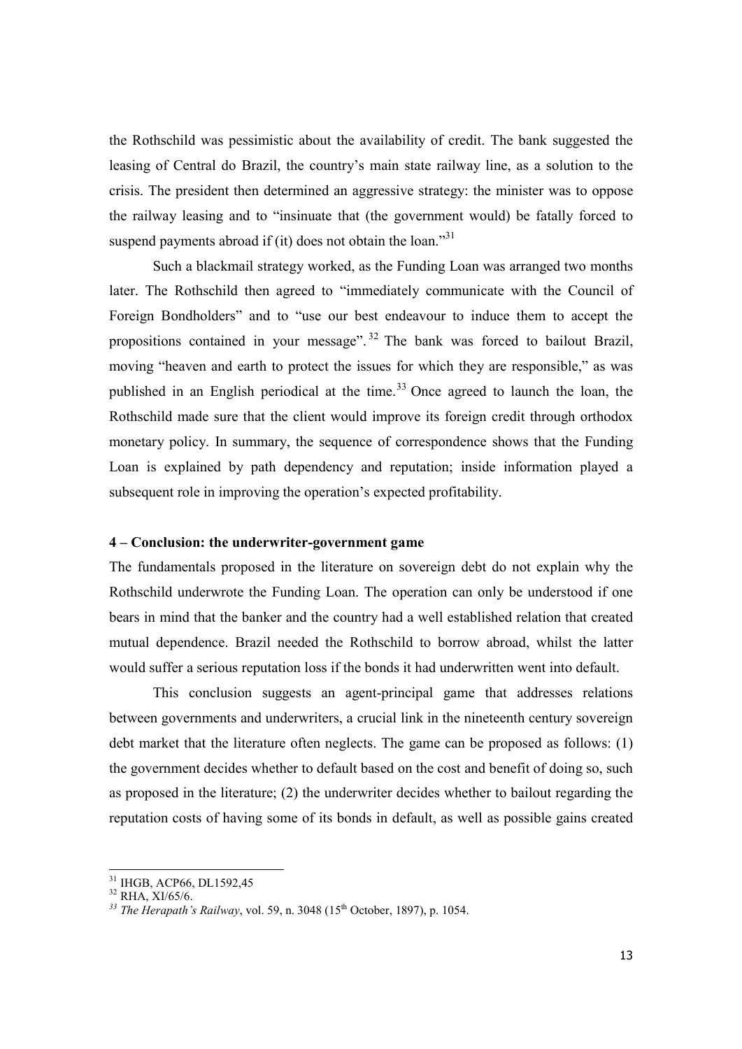the Rothschild was pessimistic about the availability of credit. The bank suggested the leasing of Central do Brazil, the country's main state railway line, as a solution to the crisis. The president then determined an aggressive strategy: the minister was to oppose the railway leasing and to "insinuate that (the government would) be fatally forced to suspend payments abroad if (it) does not obtain the loan."[31]

Such a blackmail strategy worked, as the Funding Loan was arranged two months later. The Rothschild then agreed to "immediately communicate with the Council of Foreign Bondholders" and to "use our best endeavour to induce them to accept the propositions contained in your message".[32] The bank was forced to bailout Brazil, moving "heaven and earth to protect the issues for which they are responsible," as was published in an English periodical at the time.[33] Once agreed to launch the loan, the Rothschild made sure that the client would improve its foreign credit through orthodox monetary policy. In summary, the sequence of correspondence shows that the Funding Loan is explained by path dependency and reputation; inside information played a subsequent role in improving the operation's expected profitability.

### 4 – Conclusion: the underwriter-government game

The fundamentals proposed in the literature on sovereign debt do not explain why the Rothschild underwrote the Funding Loan. The operation can only be understood if one bears in mind that the banker and the country had a well established relation that created mutual dependence. Brazil needed the Rothschild to borrow abroad, whilst the latter would suffer a serious reputation loss if the bonds it had underwritten went into default.

This conclusion suggests an agent-principal game that addresses relations between governments and underwriters, a crucial link in the nineteenth century sovereign debt market that the literature often neglects. The game can be proposed as follows: (1) the government decides whether to default based on the cost and benefit of doing so, such as proposed in the literature; (2) the underwriter decides whether to bailout regarding the reputation costs of having some of its bonds in default, as well as possible gains created

---

[31] IHGB, ACP66, DL1592,45

[32] RHA, XI/65/6.

[33] *The Herapath's Railway*, vol. 59, n. 3048 (15th October, 1897), p. 1054.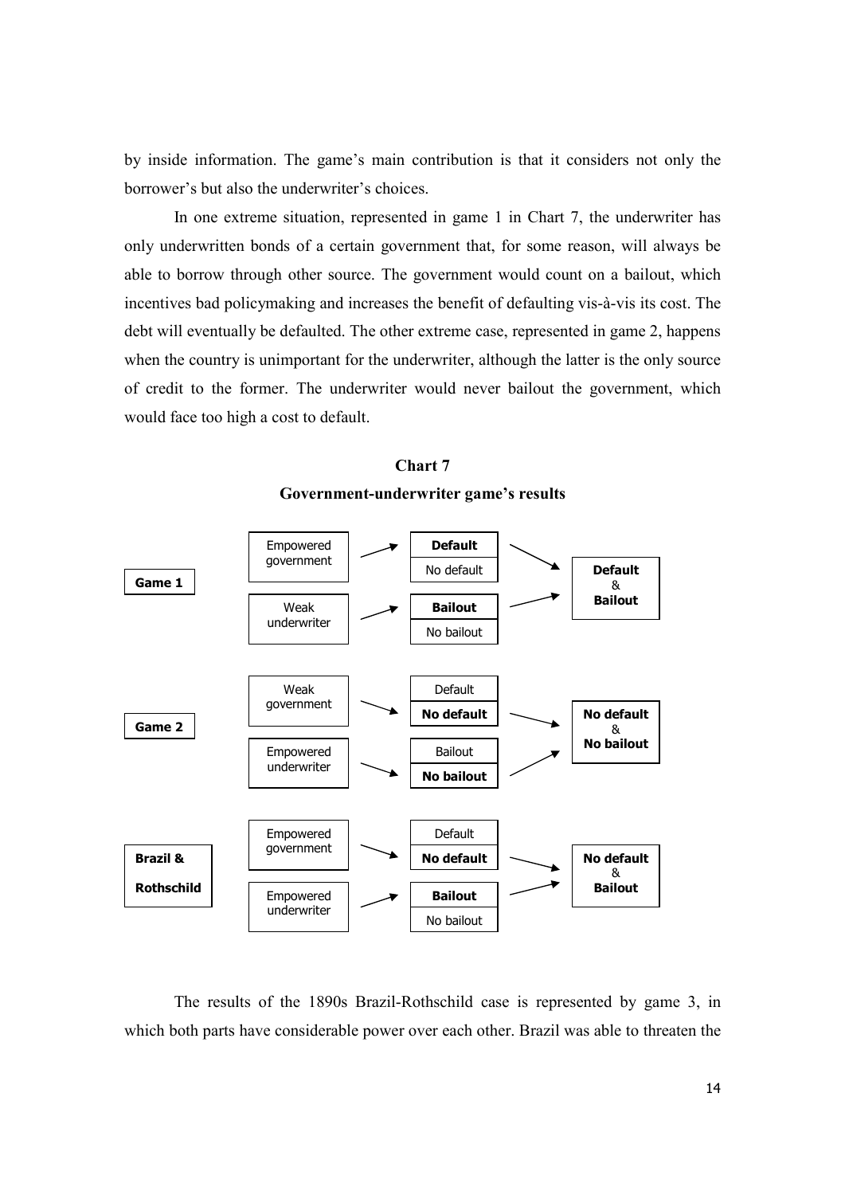by inside information. The game's main contribution is that it considers not only the borrower's but also the underwriter's choices.

In one extreme situation, represented in game 1 in Chart 7, the underwriter has only underwritten bonds of a certain government that, for some reason, will always be able to borrow through other source. The government would count on a bailout, which incentives bad policymaking and increases the benefit of defaulting vis-à-vis its cost. The debt will eventually be defaulted. The other extreme case, represented in game 2, happens when the country is unimportant for the underwriter, although the latter is the only source of credit to the former. The underwriter would never bailout the government, which would face too high a cost to default.

**Chart 7**

**Government-underwriter game's results**

| Game | Player | Options | Result |
| --- | --- | --- | --- |
| **Game 1** | Empowered government | **Default** / No default | **Default** & **Bailout** |
| | Weak underwriter | **Bailout** / No bailout | |
| **Game 2** | Weak government | Default / **No default** | **No default** & **No bailout** |
| | Empowered underwriter | Bailout / **No bailout** | |
| **Brazil & Rothschild** | Empowered government | Default / **No default** | **No default** & **Bailout** |
| | Empowered underwriter | **Bailout** / No bailout | |

The results of the 1890s Brazil-Rothschild case is represented by game 3, in which both parts have considerable power over each other. Brazil was able to threaten the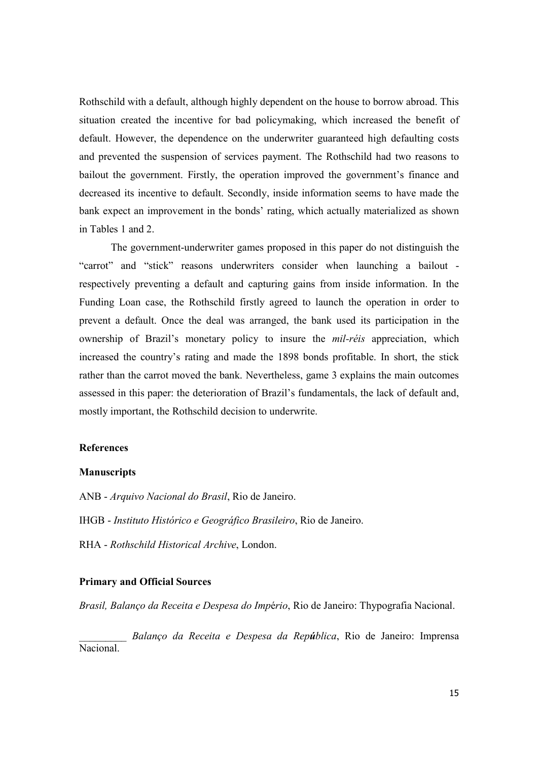Rothschild with a default, although highly dependent on the house to borrow abroad. This situation created the incentive for bad policymaking, which increased the benefit of default. However, the dependence on the underwriter guaranteed high defaulting costs and prevented the suspension of services payment. The Rothschild had two reasons to bailout the government. Firstly, the operation improved the government's finance and decreased its incentive to default. Secondly, inside information seems to have made the bank expect an improvement in the bonds' rating, which actually materialized as shown in Tables 1 and 2.

The government-underwriter games proposed in this paper do not distinguish the "carrot" and "stick" reasons underwriters consider when launching a bailout - respectively preventing a default and capturing gains from inside information. In the Funding Loan case, the Rothschild firstly agreed to launch the operation in order to prevent a default. Once the deal was arranged, the bank used its participation in the ownership of Brazil's monetary policy to insure the *mil-réis* appreciation, which increased the country's rating and made the 1898 bonds profitable. In short, the stick rather than the carrot moved the bank. Nevertheless, game 3 explains the main outcomes assessed in this paper: the deterioration of Brazil's fundamentals, the lack of default and, mostly important, the Rothschild decision to underwrite.

**References**

**Manuscripts**

ANB - *Arquivo Nacional do Brasil*, Rio de Janeiro.

IHGB - *Instituto Histórico e Geográfico Brasileiro*, Rio de Janeiro.

RHA - *Rothschild Historical Archive*, London.

**Primary and Official Sources**

*Brasil, Balanço da Receita e Despesa do Império*, Rio de Janeiro: Thypografia Nacional.

_________ *Balanço da Receita e Despesa da República*, Rio de Janeiro: Imprensa Nacional.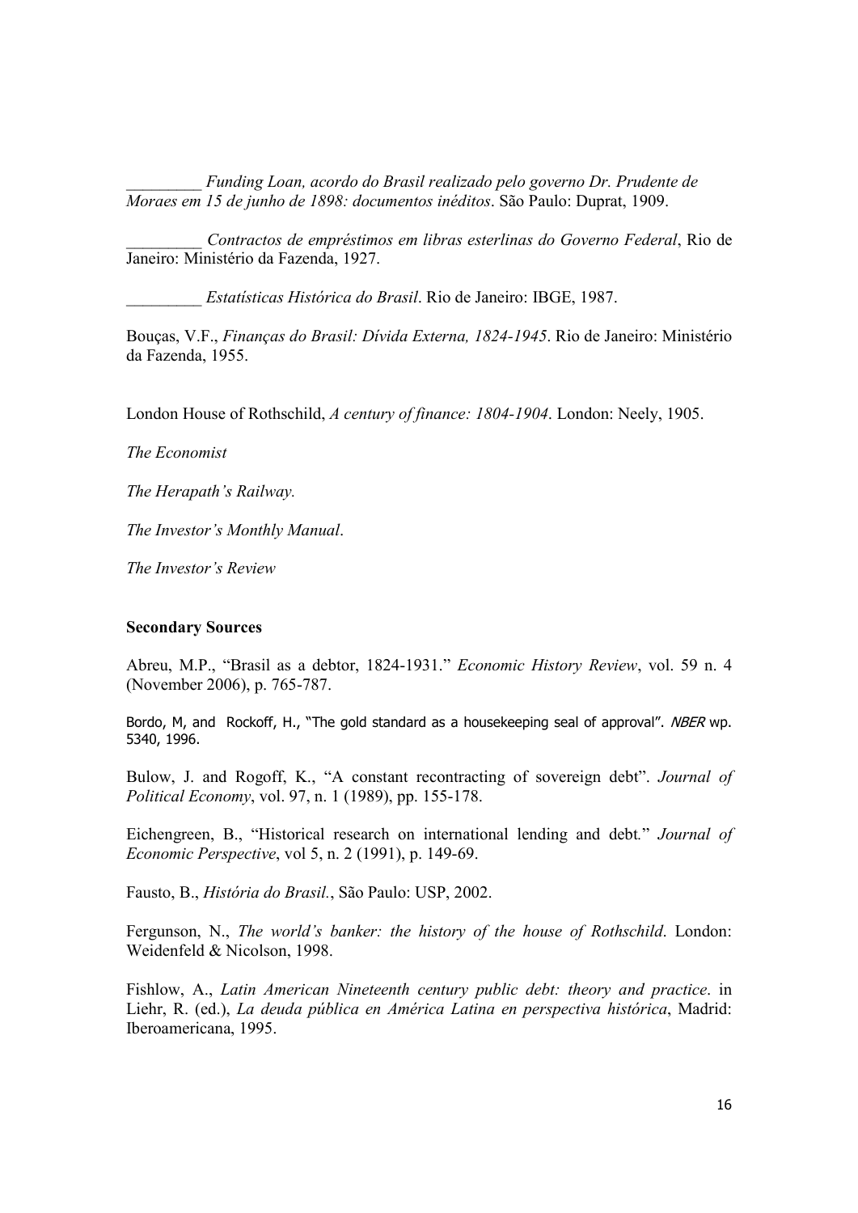_________ *Funding Loan, acordo do Brasil realizado pelo governo Dr. Prudente de Moraes em 15 de junho de 1898: documentos inéditos*. São Paulo: Duprat, 1909.

_________ *Contractos de empréstimos em libras esterlinas do Governo Federal*, Rio de Janeiro: Ministério da Fazenda, 1927.

_________ *Estatísticas Histórica do Brasil*. Rio de Janeiro: IBGE, 1987.

Bouças, V.F., *Finanças do Brasil: Dívida Externa, 1824-1945*. Rio de Janeiro: Ministério da Fazenda, 1955.

London House of Rothschild, *A century of finance: 1804-1904*. London: Neely, 1905.

*The Economist*

*The Herapath's Railway.*

*The Investor's Monthly Manual*.

*The Investor's Review*

**Secondary Sources**

Abreu, M.P., "Brasil as a debtor, 1824-1931." *Economic History Review*, vol. 59 n. 4 (November 2006), p. 765-787.

Bordo, M, and Rockoff, H., "The gold standard as a housekeeping seal of approval". *NBER* wp. 5340, 1996.

Bulow, J. and Rogoff, K., "A constant recontracting of sovereign debt". *Journal of Political Economy*, vol. 97, n. 1 (1989), pp. 155-178.

Eichengreen, B., "Historical research on international lending and debt." *Journal of Economic Perspective*, vol 5, n. 2 (1991), p. 149-69.

Fausto, B., *História do Brasil.*, São Paulo: USP, 2002.

Fergunson, N., *The world's banker: the history of the house of Rothschild*. London: Weidenfeld & Nicolson, 1998.

Fishlow, A., *Latin American Nineteenth century public debt: theory and practice*. in Liehr, R. (ed.), *La deuda pública en América Latina en perspectiva histórica*, Madrid: Iberoamericana, 1995.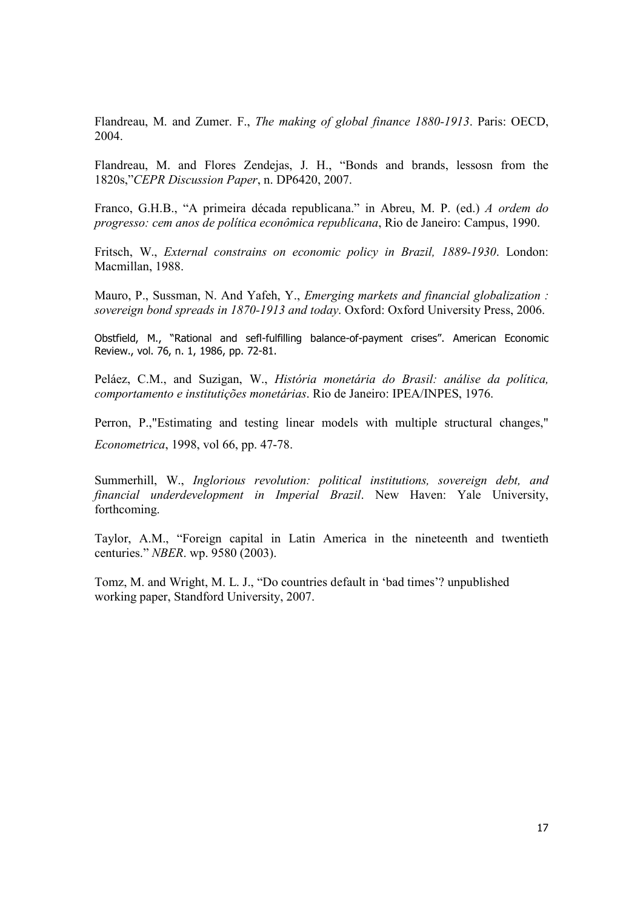Flandreau, M. and Zumer. F., *The making of global finance 1880-1913*. Paris: OECD, 2004.

Flandreau, M. and Flores Zendejas, J. H., "Bonds and brands, lessosn from the 1820s,"*CEPR Discussion Paper*, n. DP6420, 2007.

Franco, G.H.B., "A primeira década republicana." in Abreu, M. P. (ed.) *A ordem do progresso: cem anos de política econômica republicana*, Rio de Janeiro: Campus, 1990.

Fritsch, W., *External constrains on economic policy in Brazil, 1889-1930*. London: Macmillan, 1988.

Mauro, P., Sussman, N. And Yafeh, Y., *Emerging markets and financial globalization : sovereign bond spreads in 1870-1913 and today*. Oxford: Oxford University Press, 2006.

Obstfield, M., "Rational and sefl-fulfilling balance-of-payment crises". American Economic Review., vol. 76, n. 1, 1986, pp. 72-81.

Peláez, C.M., and Suzigan, W., *História monetária do Brasil: análise da política, comportamento e institutições monetárias*. Rio de Janeiro: IPEA/INPES, 1976.

Perron, P.,"Estimating and testing linear models with multiple structural changes," *Econometrica*, 1998, vol 66, pp. 47-78.

Summerhill, W., *Inglorious revolution: political institutions, sovereign debt, and financial underdevelopment in Imperial Brazil*. New Haven: Yale University, forthcoming.

Taylor, A.M., "Foreign capital in Latin America in the nineteenth and twentieth centuries." *NBER*. wp. 9580 (2003).

Tomz, M. and Wright, M. L. J., "Do countries default in 'bad times'? unpublished working paper, Standford University, 2007.